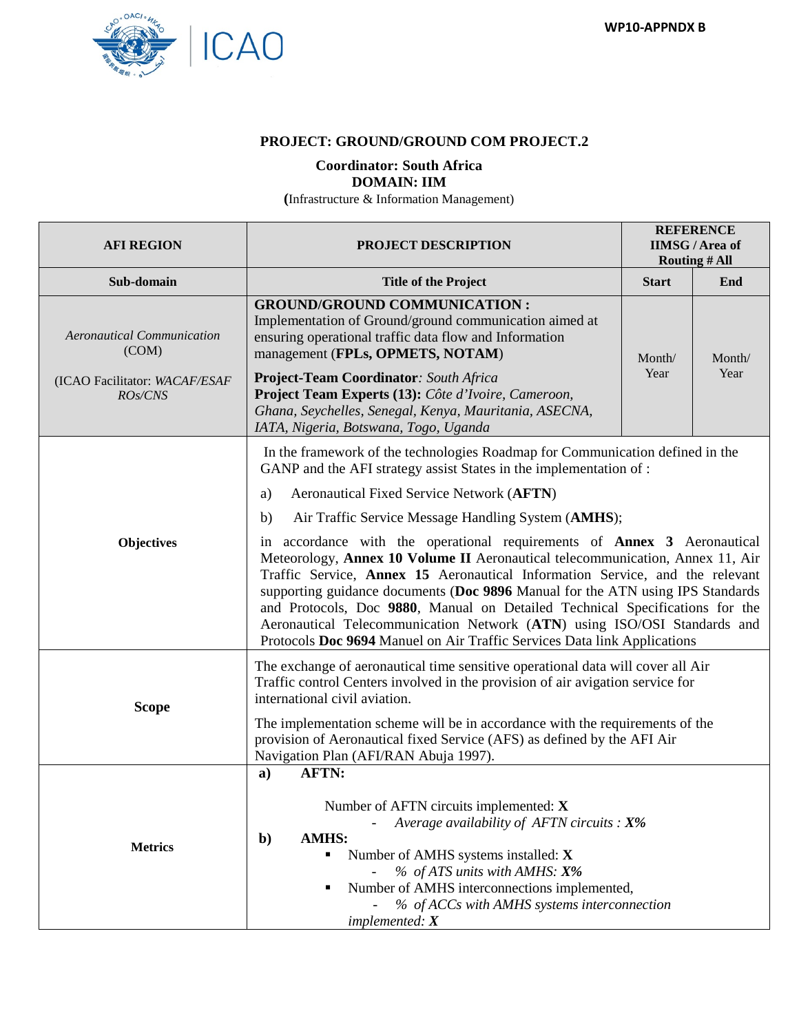WP10-APPNDX B

**PROJECT: GROUND/GROUND COM PROJECT.2**

**Coordinator: South Africa**
**DOMAIN: IIM**
**(**Infrastructure & Information Management)

| AFI REGION | PROJECT DESCRIPTION | REFERENCE IIMSG / Area of Routing # All | |
|---|---|---|---|
| **Sub-domain** | **Title of the Project** | **Start** | **End** |
| *Aeronautical Communication* (COM)<br><br>(ICAO Facilitator: *WACAF/ESAF ROs/CNS* | **GROUND/GROUND COMMUNICATION :** Implementation of Ground/ground communication aimed at ensuring operational traffic data flow and Information management (**FPLs, OPMETS, NOTAM**)<br><br>**Project-Team Coordinator**: *South Africa*<br>**Project Team Experts (13):** *Côte d'Ivoire, Cameroon, Ghana, Seychelles, Senegal, Kenya, Mauritania, ASECNA, IATA, Nigeria, Botswana, Togo, Uganda* | Month/ Year | Month/ Year |
| **Objectives** | In the framework of the technologies Roadmap for Communication defined in the GANP and the AFI strategy assist States in the implementation of :<br><br>a) Aeronautical Fixed Service Network (**AFTN**)<br><br>b) Air Traffic Service Message Handling System (**AMHS**);<br><br>in accordance with the operational requirements of **Annex 3** Aeronautical Meteorology, **Annex 10 Volume II** Aeronautical telecommunication, Annex 11, Air Traffic Service, **Annex 15** Aeronautical Information Service, and the relevant supporting guidance documents (**Doc 9896** Manual for the ATN using IPS Standards and Protocols, Doc **9880**, Manual on Detailed Technical Specifications for the Aeronautical Telecommunication Network (**ATN**) using ISO/OSI Standards and Protocols **Doc 9694** Manuel on Air Traffic Services Data link Applications | | |
| **Scope** | The exchange of aeronautical time sensitive operational data will cover all Air Traffic control Centers involved in the provision of air avigation service for international civil aviation.<br><br>The implementation scheme will be in accordance with the requirements of the provision of Aeronautical fixed Service (AFS) as defined by the AFI Air Navigation Plan (AFI/RAN Abuja 1997). | | |
| **Metrics** | **a) AFTN:**<br><br>Number of AFTN circuits implemented: **X**<br>- *Average availability of AFTN circuits : **X%***<br><br>**b) AMHS:**<br>▪ Number of AMHS systems installed: **X**<br>- *% of ATS units with AMHS: **X%***<br>▪ Number of AMHS interconnections implemented,<br>- *% of ACCs with AMHS systems interconnection implemented: **X*** | | |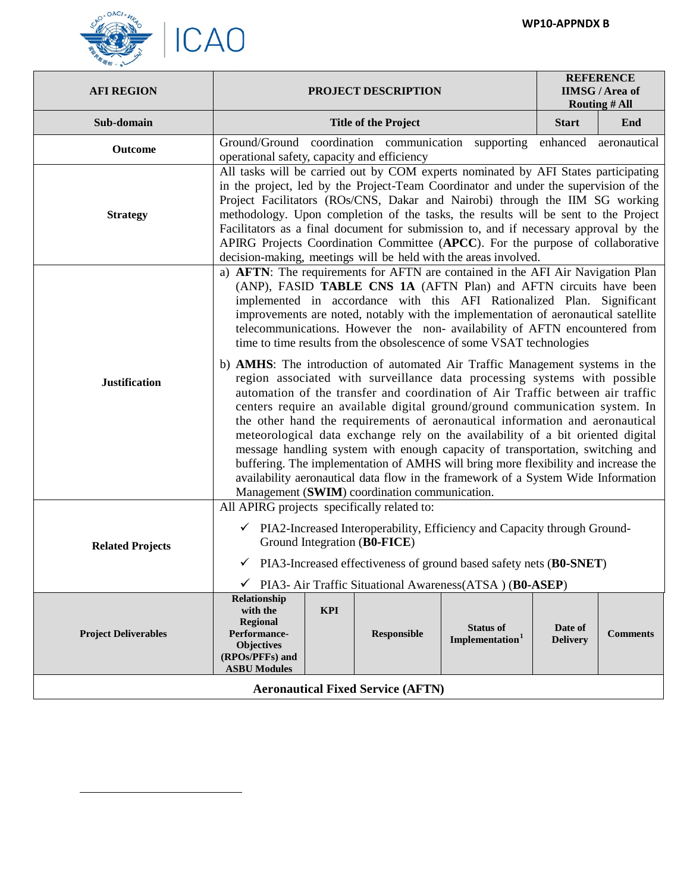WP10-APPNDX B

| AFI REGION | PROJECT DESCRIPTION | | | | | REFERENCE IIMSG / Area of Routing # All | |
|---|---|---|---|---|---|---|---|
| **Sub-domain** | **Title of the Project** | | | | | **Start** | **End** |
| **Outcome** | Ground/Ground coordination communication supporting enhanced aeronautical operational safety, capacity and efficiency | | | | | | |
| **Strategy** | All tasks will be carried out by COM experts nominated by AFI States participating in the project, led by the Project-Team Coordinator and under the supervision of the Project Facilitators (ROs/CNS, Dakar and Nairobi) through the IIM SG working methodology. Upon completion of the tasks, the results will be sent to the Project Facilitators as a final document for submission to, and if necessary approval by the APIRG Projects Coordination Committee (**APCC**). For the purpose of collaborative decision-making, meetings will be held with the areas involved. | | | | | | |
| **Justification** | a) **AFTN**: The requirements for AFTN are contained in the AFI Air Navigation Plan (ANP), FASID **TABLE CNS 1A** (AFTN Plan) and AFTN circuits have been implemented in accordance with this AFI Rationalized Plan. Significant improvements are noted, notably with the implementation of aeronautical satellite telecommunications. However the non- availability of AFTN encountered from time to time results from the obsolescence of some VSAT technologies<br><br>b) **AMHS**: The introduction of automated Air Traffic Management systems in the region associated with surveillance data processing systems with possible automation of the transfer and coordination of Air Traffic between air traffic centers require an available digital ground/ground communication system. In the other hand the requirements of aeronautical information and aeronautical meteorological data exchange rely on the availability of a bit oriented digital message handling system with enough capacity of transportation, switching and buffering. The implementation of AMHS will bring more flexibility and increase the availability aeronautical data flow in the framework of a System Wide Information Management (**SWIM**) coordination communication. | | | | | | |
| **Related Projects** | All APIRG projects specifically related to:<br><br>✓ PIA2-Increased Interoperability, Efficiency and Capacity through Ground-Ground Integration (**B0-FICE**)<br><br>✓ PIA3-Increased effectiveness of ground based safety nets (**B0-SNET**)<br><br>✓ PIA3- Air Traffic Situational Awareness(ATSA ) (**B0-ASEP**) | | | | | | |
| **Project Deliverables** | **Relationship with the Regional Performance-Objectives (RPOs/PFFs) and ASBU Modules** | **KPI** | **Responsible** | **Status of Implementation**[1] | **Date of Delivery** | **Comments** | |
| **Aeronautical Fixed Service (AFTN)** | | | | | | | |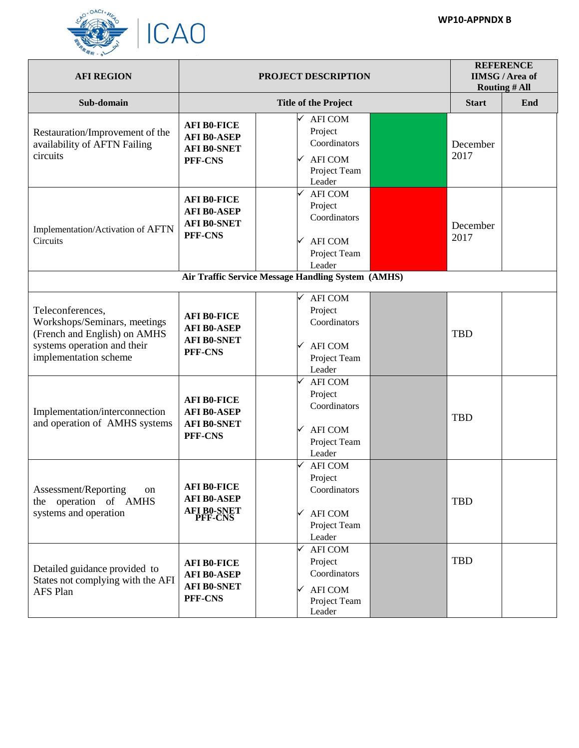WP10-APPNDX B

| AFI REGION | PROJECT DESCRIPTION | | | | REFERENCE IIMSG / Area of Routing # All | |
|---|---|---|---|---|---|---|
| Sub-domain | Title of the Project | | | | Start | End |
| Restauration/Improvement of the availability of AFTN Failing circuits | AFI B0-FICE<br>AFI B0-ASEP<br>AFI B0-SNET<br>PFF-CNS | | ✓ AFI COM Project Coordinators<br>✓ AFI COM Project Team Leader | | December 2017 | |
| Implementation/Activation of AFTN Circuits | AFI B0-FICE<br>AFI B0-ASEP<br>AFI B0-SNET<br>PFF-CNS | | ✓ AFI COM Project Coordinators<br>✓ AFI COM Project Team Leader | | December 2017 | |
| **Air Traffic Service Message Handling System (AMHS)** | | | | | | |
| Teleconferences, Workshops/Seminars, meetings (French and English) on AMHS systems operation and their implementation scheme | AFI B0-FICE<br>AFI B0-ASEP<br>AFI B0-SNET<br>PFF-CNS | | ✓ AFI COM Project Coordinators<br>✓ AFI COM Project Team Leader | | TBD | |
| Implementation/interconnection and operation of AMHS systems | AFI B0-FICE<br>AFI B0-ASEP<br>AFI B0-SNET<br>PFF-CNS | | ✓ AFI COM Project Coordinators<br>✓ AFI COM Project Team Leader | | TBD | |
| Assessment/Reporting on the operation of AMHS systems and operation | AFI B0-FICE<br>AFI B0-ASEP<br>AFI B0-SNET<br>PFF-CNS | | ✓ AFI COM Project Coordinators<br>✓ AFI COM Project Team Leader | | TBD | |
| Detailed guidance provided to States not complying with the AFI AFS Plan | AFI B0-FICE<br>AFI B0-ASEP<br>AFI B0-SNET<br>PFF-CNS | | ✓ AFI COM Project Coordinators<br>✓ AFI COM Project Team Leader | | TBD | |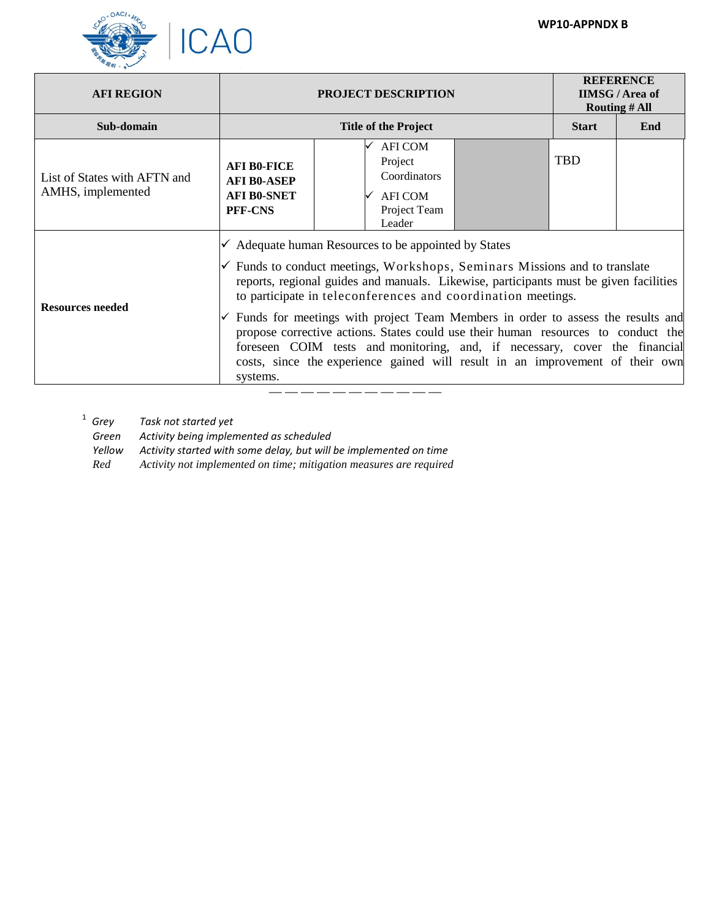| AFI REGION | PROJECT DESCRIPTION | | | | REFERENCE IIMSG / Area of Routing # All | |
|---|---|---|---|---|---|---|
| Sub-domain | Title of the Project | | | | Start | End |
| List of States with AFTN and AMHS, implemented | **AFI B0-FICE** **AFI B0-ASEP** **AFI B0-SNET** **PFF-CNS** | | ✓ AFI COM Project Coordinators ✓ AFI COM Project Team Leader | | TBD | |
| **Resources needed** | ✓ Adequate human Resources to be appointed by States ✓ Funds to conduct meetings, Workshops, Seminars Missions and to translate reports, regional guides and manuals. Likewise, participants must be given facilities to participate in teleconferences and coordination meetings. ✓ Funds for meetings with project Team Members in order to assess the results and propose corrective actions. States could use their human resources to conduct the foreseen COIM tests and monitoring, and, if necessary, cover the financial costs, since the experience gained will result in an improvement of their own systems. | | | | | |

— — — — — — — — — — — —

[1] *Grey* *Task not started yet*
*Green* *Activity being implemented as scheduled*
*Yellow* *Activity started with some delay, but will be implemented on time*
*Red* *Activity not implemented on time; mitigation measures are required*